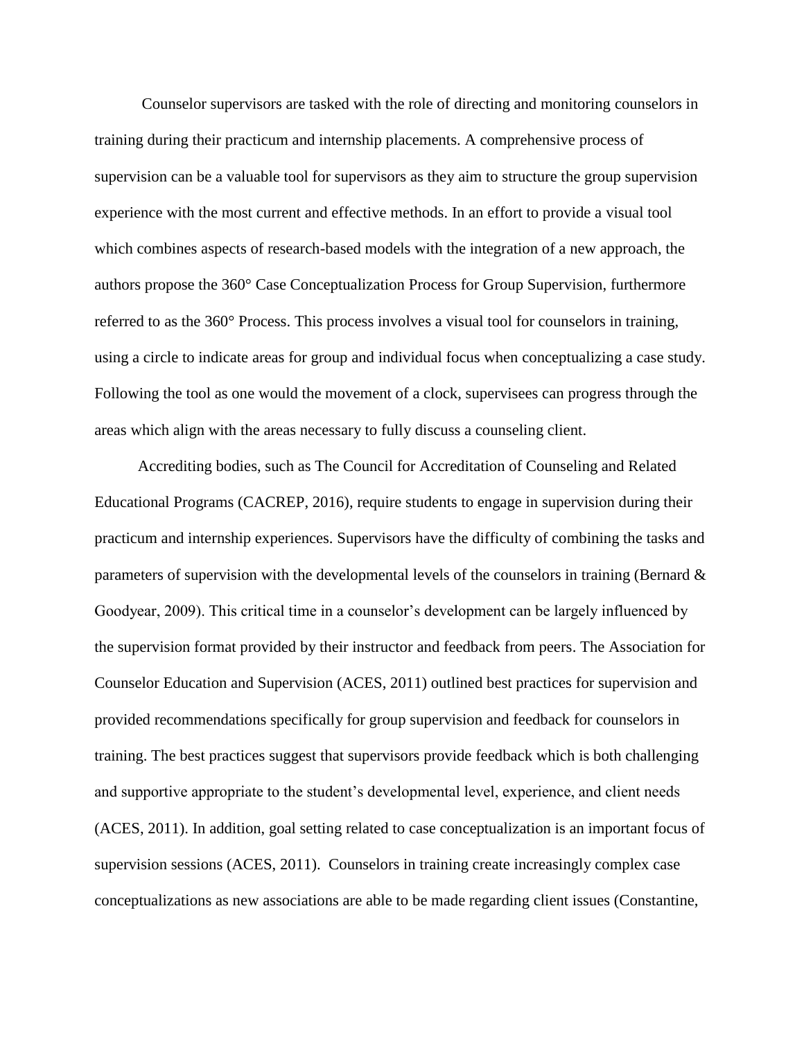Counselor supervisors are tasked with the role of directing and monitoring counselors in training during their practicum and internship placements. A comprehensive process of supervision can be a valuable tool for supervisors as they aim to structure the group supervision experience with the most current and effective methods. In an effort to provide a visual tool which combines aspects of research-based models with the integration of a new approach, the authors propose the 360° Case Conceptualization Process for Group Supervision, furthermore referred to as the 360° Process. This process involves a visual tool for counselors in training, using a circle to indicate areas for group and individual focus when conceptualizing a case study. Following the tool as one would the movement of a clock, supervisees can progress through the areas which align with the areas necessary to fully discuss a counseling client.

Accrediting bodies, such as The Council for Accreditation of Counseling and Related Educational Programs (CACREP, 2016), require students to engage in supervision during their practicum and internship experiences. Supervisors have the difficulty of combining the tasks and parameters of supervision with the developmental levels of the counselors in training (Bernard & Goodyear, 2009). This critical time in a counselor's development can be largely influenced by the supervision format provided by their instructor and feedback from peers. The Association for Counselor Education and Supervision (ACES, 2011) outlined best practices for supervision and provided recommendations specifically for group supervision and feedback for counselors in training. The best practices suggest that supervisors provide feedback which is both challenging and supportive appropriate to the student's developmental level, experience, and client needs (ACES, 2011). In addition, goal setting related to case conceptualization is an important focus of supervision sessions (ACES, 2011). Counselors in training create increasingly complex case conceptualizations as new associations are able to be made regarding client issues (Constantine,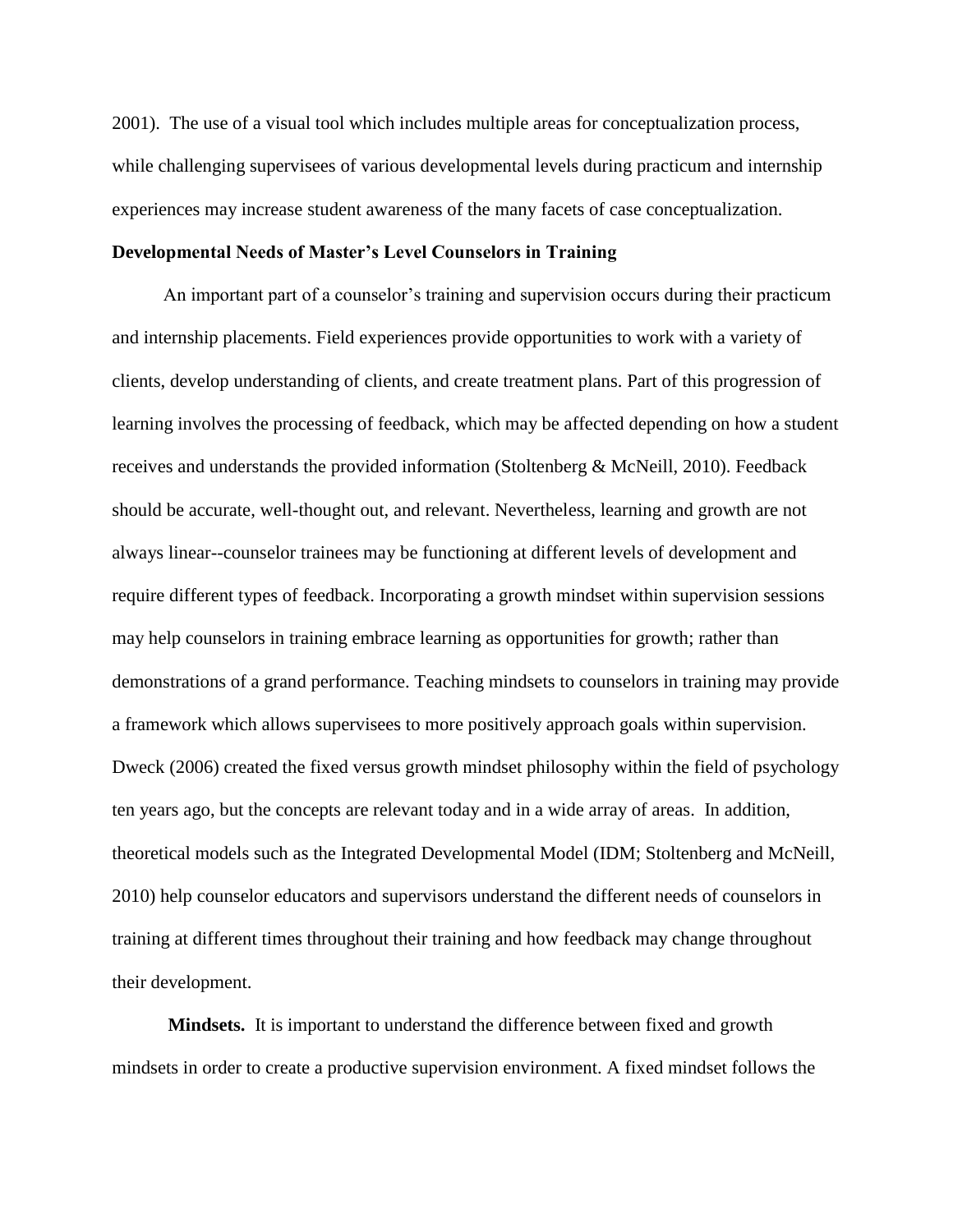2001). The use of a visual tool which includes multiple areas for conceptualization process, while challenging supervisees of various developmental levels during practicum and internship experiences may increase student awareness of the many facets of case conceptualization.

## Developmental Needs of Master's Level Counselors in Training

An important part of a counselor's training and supervision occurs during their practicum and internship placements. Field experiences provide opportunities to work with a variety of clients, develop understanding of clients, and create treatment plans. Part of this progression of learning involves the processing of feedback, which may be affected depending on how a student receives and understands the provided information (Stoltenberg & McNeill, 2010). Feedback should be accurate, well-thought out, and relevant. Nevertheless, learning and growth are not always linear--counselor trainees may be functioning at different levels of development and require different types of feedback. Incorporating a growth mindset within supervision sessions may help counselors in training embrace learning as opportunities for growth; rather than demonstrations of a grand performance. Teaching mindsets to counselors in training may provide a framework which allows supervisees to more positively approach goals within supervision. Dweck (2006) created the fixed versus growth mindset philosophy within the field of psychology ten years ago, but the concepts are relevant today and in a wide array of areas. In addition, theoretical models such as the Integrated Developmental Model (IDM; Stoltenberg and McNeill, 2010) help counselor educators and supervisors understand the different needs of counselors in training at different times throughout their training and how feedback may change throughout their development.

**Mindsets.** It is important to understand the difference between fixed and growth mindsets in order to create a productive supervision environment. A fixed mindset follows the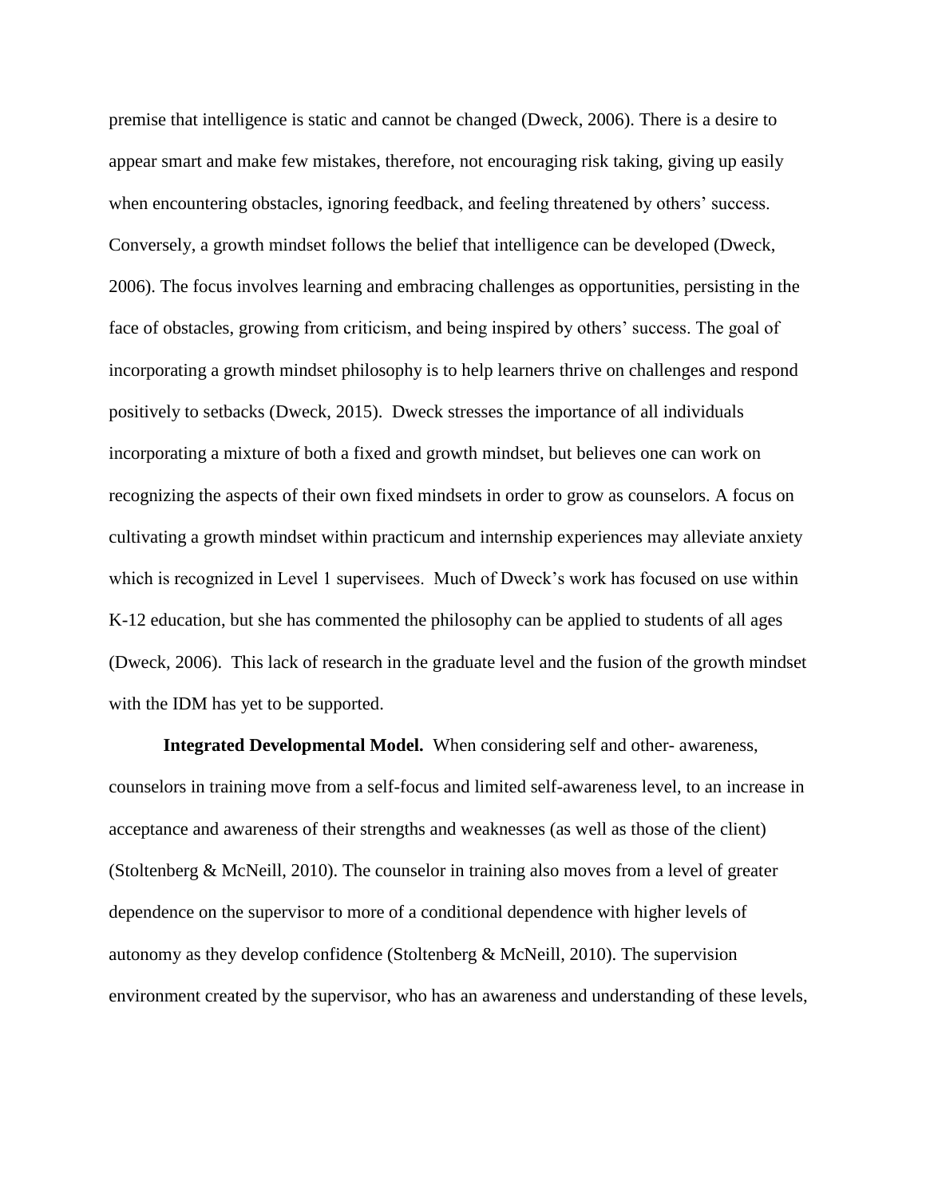premise that intelligence is static and cannot be changed (Dweck, 2006). There is a desire to appear smart and make few mistakes, therefore, not encouraging risk taking, giving up easily when encountering obstacles, ignoring feedback, and feeling threatened by others' success. Conversely, a growth mindset follows the belief that intelligence can be developed (Dweck, 2006). The focus involves learning and embracing challenges as opportunities, persisting in the face of obstacles, growing from criticism, and being inspired by others' success. The goal of incorporating a growth mindset philosophy is to help learners thrive on challenges and respond positively to setbacks (Dweck, 2015). Dweck stresses the importance of all individuals incorporating a mixture of both a fixed and growth mindset, but believes one can work on recognizing the aspects of their own fixed mindsets in order to grow as counselors. A focus on cultivating a growth mindset within practicum and internship experiences may alleviate anxiety which is recognized in Level 1 supervisees. Much of Dweck's work has focused on use within K-12 education, but she has commented the philosophy can be applied to students of all ages (Dweck, 2006). This lack of research in the graduate level and the fusion of the growth mindset with the IDM has yet to be supported.

**Integrated Developmental Model.** When considering self and other- awareness, counselors in training move from a self-focus and limited self-awareness level, to an increase in acceptance and awareness of their strengths and weaknesses (as well as those of the client) (Stoltenberg & McNeill, 2010). The counselor in training also moves from a level of greater dependence on the supervisor to more of a conditional dependence with higher levels of autonomy as they develop confidence (Stoltenberg & McNeill, 2010). The supervision environment created by the supervisor, who has an awareness and understanding of these levels,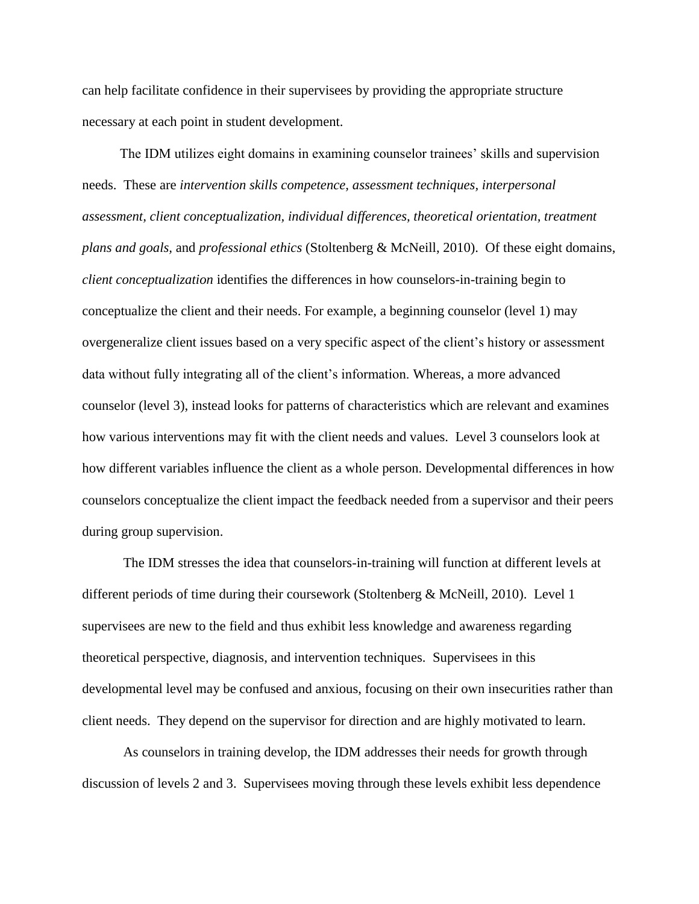can help facilitate confidence in their supervisees by providing the appropriate structure necessary at each point in student development.

The IDM utilizes eight domains in examining counselor trainees' skills and supervision needs. These are *intervention skills competence, assessment techniques, interpersonal assessment, client conceptualization, individual differences, theoretical orientation, treatment plans and goals*, and *professional ethics* (Stoltenberg & McNeill, 2010). Of these eight domains, *client conceptualization* identifies the differences in how counselors-in-training begin to conceptualize the client and their needs. For example, a beginning counselor (level 1) may overgeneralize client issues based on a very specific aspect of the client's history or assessment data without fully integrating all of the client's information. Whereas, a more advanced counselor (level 3), instead looks for patterns of characteristics which are relevant and examines how various interventions may fit with the client needs and values. Level 3 counselors look at how different variables influence the client as a whole person. Developmental differences in how counselors conceptualize the client impact the feedback needed from a supervisor and their peers during group supervision.

The IDM stresses the idea that counselors-in-training will function at different levels at different periods of time during their coursework (Stoltenberg & McNeill, 2010). Level 1 supervisees are new to the field and thus exhibit less knowledge and awareness regarding theoretical perspective, diagnosis, and intervention techniques. Supervisees in this developmental level may be confused and anxious, focusing on their own insecurities rather than client needs. They depend on the supervisor for direction and are highly motivated to learn.

As counselors in training develop, the IDM addresses their needs for growth through discussion of levels 2 and 3. Supervisees moving through these levels exhibit less dependence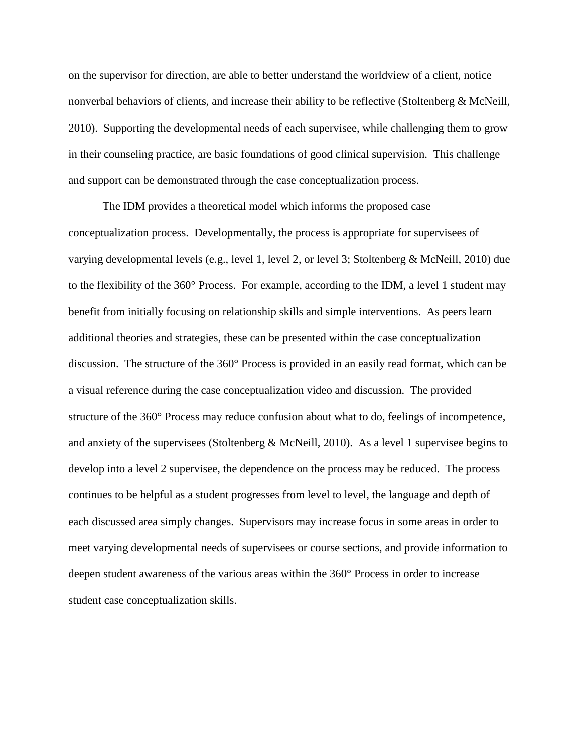on the supervisor for direction, are able to better understand the worldview of a client, notice nonverbal behaviors of clients, and increase their ability to be reflective (Stoltenberg & McNeill, 2010). Supporting the developmental needs of each supervisee, while challenging them to grow in their counseling practice, are basic foundations of good clinical supervision. This challenge and support can be demonstrated through the case conceptualization process.

The IDM provides a theoretical model which informs the proposed case conceptualization process. Developmentally, the process is appropriate for supervisees of varying developmental levels (e.g., level 1, level 2, or level 3; Stoltenberg & McNeill, 2010) due to the flexibility of the 360° Process. For example, according to the IDM, a level 1 student may benefit from initially focusing on relationship skills and simple interventions. As peers learn additional theories and strategies, these can be presented within the case conceptualization discussion. The structure of the 360° Process is provided in an easily read format, which can be a visual reference during the case conceptualization video and discussion. The provided structure of the 360° Process may reduce confusion about what to do, feelings of incompetence, and anxiety of the supervisees (Stoltenberg & McNeill, 2010). As a level 1 supervisee begins to develop into a level 2 supervisee, the dependence on the process may be reduced. The process continues to be helpful as a student progresses from level to level, the language and depth of each discussed area simply changes. Supervisors may increase focus in some areas in order to meet varying developmental needs of supervisees or course sections, and provide information to deepen student awareness of the various areas within the 360° Process in order to increase student case conceptualization skills.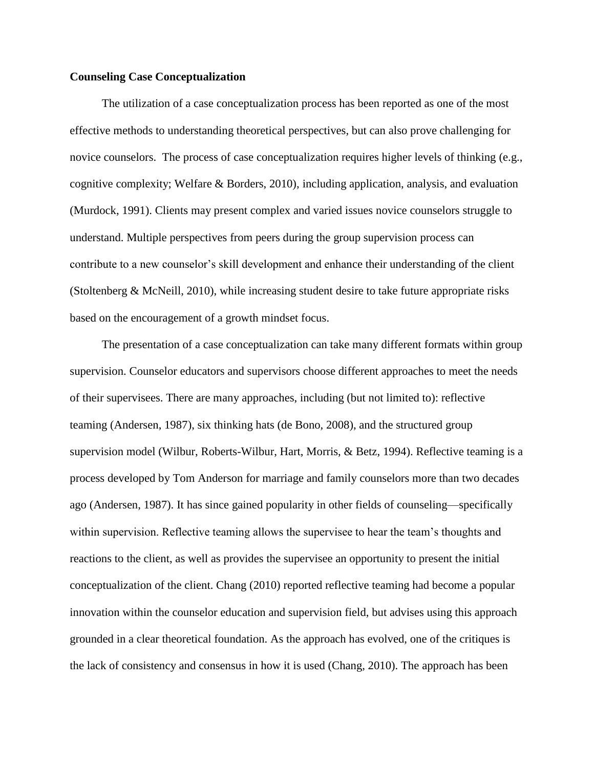**Counseling Case Conceptualization**

The utilization of a case conceptualization process has been reported as one of the most effective methods to understanding theoretical perspectives, but can also prove challenging for novice counselors. The process of case conceptualization requires higher levels of thinking (e.g., cognitive complexity; Welfare & Borders, 2010), including application, analysis, and evaluation (Murdock, 1991). Clients may present complex and varied issues novice counselors struggle to understand. Multiple perspectives from peers during the group supervision process can contribute to a new counselor's skill development and enhance their understanding of the client (Stoltenberg & McNeill, 2010), while increasing student desire to take future appropriate risks based on the encouragement of a growth mindset focus.

The presentation of a case conceptualization can take many different formats within group supervision. Counselor educators and supervisors choose different approaches to meet the needs of their supervisees. There are many approaches, including (but not limited to): reflective teaming (Andersen, 1987), six thinking hats (de Bono, 2008), and the structured group supervision model (Wilbur, Roberts-Wilbur, Hart, Morris, & Betz, 1994). Reflective teaming is a process developed by Tom Anderson for marriage and family counselors more than two decades ago (Andersen, 1987). It has since gained popularity in other fields of counseling—specifically within supervision. Reflective teaming allows the supervisee to hear the team's thoughts and reactions to the client, as well as provides the supervisee an opportunity to present the initial conceptualization of the client. Chang (2010) reported reflective teaming had become a popular innovation within the counselor education and supervision field, but advises using this approach grounded in a clear theoretical foundation. As the approach has evolved, one of the critiques is the lack of consistency and consensus in how it is used (Chang, 2010). The approach has been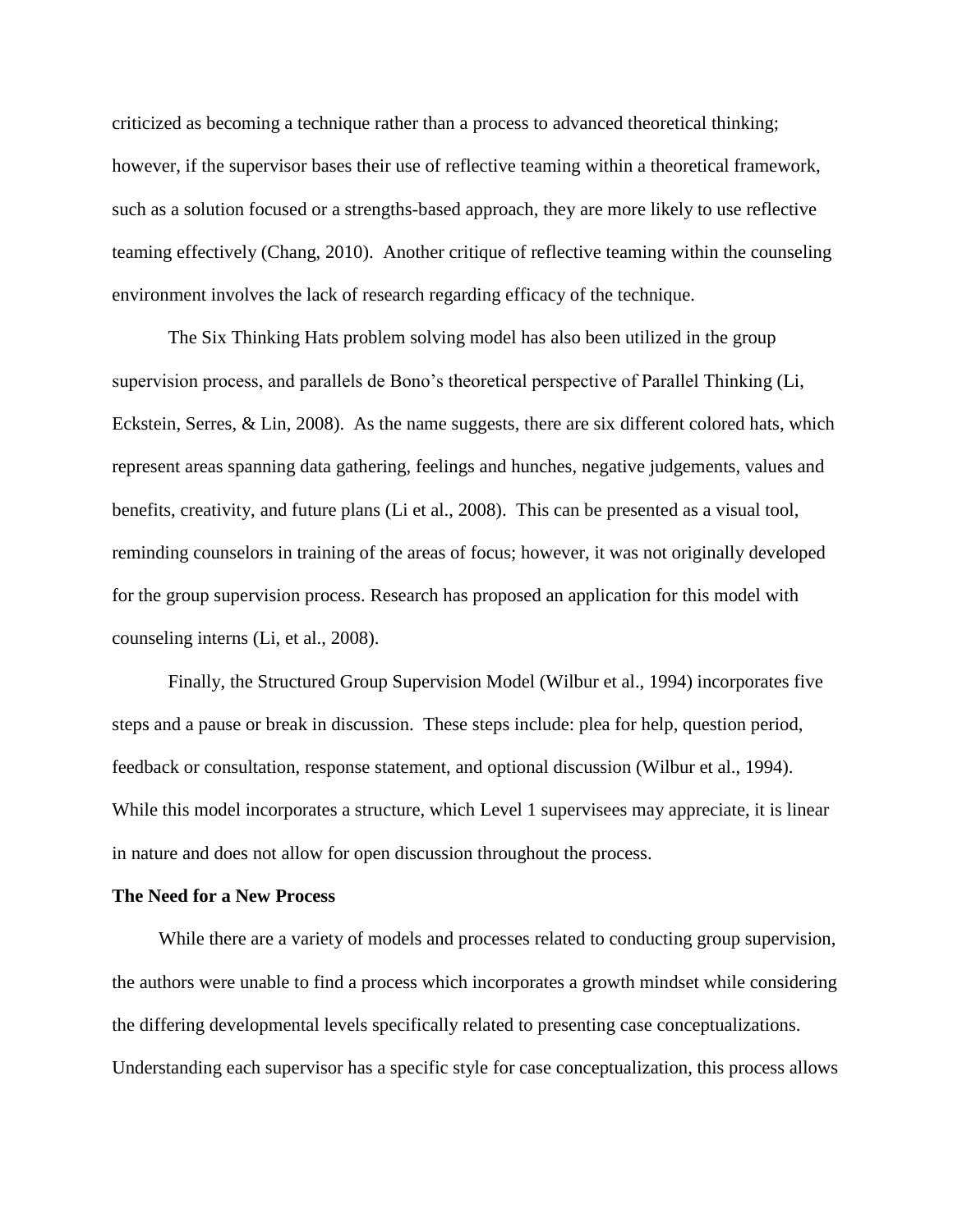criticized as becoming a technique rather than a process to advanced theoretical thinking; however, if the supervisor bases their use of reflective teaming within a theoretical framework, such as a solution focused or a strengths-based approach, they are more likely to use reflective teaming effectively (Chang, 2010). Another critique of reflective teaming within the counseling environment involves the lack of research regarding efficacy of the technique.

The Six Thinking Hats problem solving model has also been utilized in the group supervision process, and parallels de Bono's theoretical perspective of Parallel Thinking (Li, Eckstein, Serres, & Lin, 2008). As the name suggests, there are six different colored hats, which represent areas spanning data gathering, feelings and hunches, negative judgements, values and benefits, creativity, and future plans (Li et al., 2008). This can be presented as a visual tool, reminding counselors in training of the areas of focus; however, it was not originally developed for the group supervision process. Research has proposed an application for this model with counseling interns (Li, et al., 2008).

Finally, the Structured Group Supervision Model (Wilbur et al., 1994) incorporates five steps and a pause or break in discussion. These steps include: plea for help, question period, feedback or consultation, response statement, and optional discussion (Wilbur et al., 1994). While this model incorporates a structure, which Level 1 supervisees may appreciate, it is linear in nature and does not allow for open discussion throughout the process.

**The Need for a New Process**

While there are a variety of models and processes related to conducting group supervision, the authors were unable to find a process which incorporates a growth mindset while considering the differing developmental levels specifically related to presenting case conceptualizations. Understanding each supervisor has a specific style for case conceptualization, this process allows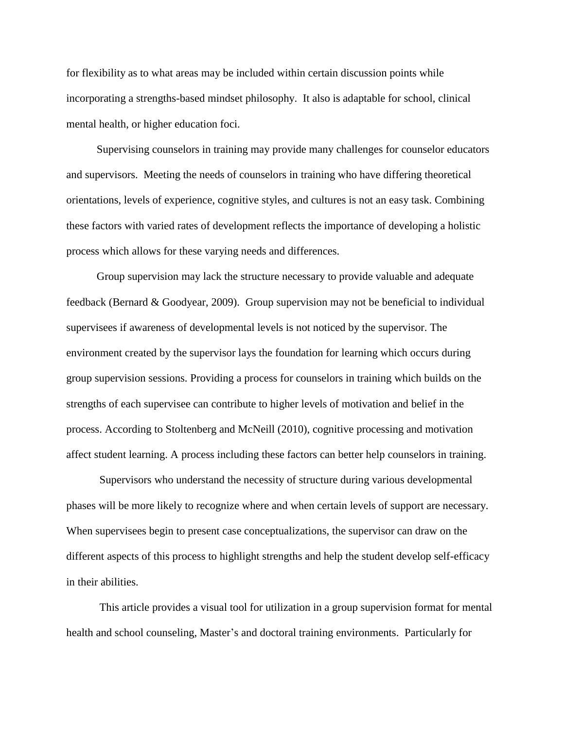for flexibility as to what areas may be included within certain discussion points while incorporating a strengths-based mindset philosophy. It also is adaptable for school, clinical mental health, or higher education foci.

Supervising counselors in training may provide many challenges for counselor educators and supervisors. Meeting the needs of counselors in training who have differing theoretical orientations, levels of experience, cognitive styles, and cultures is not an easy task. Combining these factors with varied rates of development reflects the importance of developing a holistic process which allows for these varying needs and differences.

Group supervision may lack the structure necessary to provide valuable and adequate feedback (Bernard & Goodyear, 2009). Group supervision may not be beneficial to individual supervisees if awareness of developmental levels is not noticed by the supervisor. The environment created by the supervisor lays the foundation for learning which occurs during group supervision sessions. Providing a process for counselors in training which builds on the strengths of each supervisee can contribute to higher levels of motivation and belief in the process. According to Stoltenberg and McNeill (2010), cognitive processing and motivation affect student learning. A process including these factors can better help counselors in training.

Supervisors who understand the necessity of structure during various developmental phases will be more likely to recognize where and when certain levels of support are necessary. When supervisees begin to present case conceptualizations, the supervisor can draw on the different aspects of this process to highlight strengths and help the student develop self-efficacy in their abilities.

This article provides a visual tool for utilization in a group supervision format for mental health and school counseling, Master's and doctoral training environments. Particularly for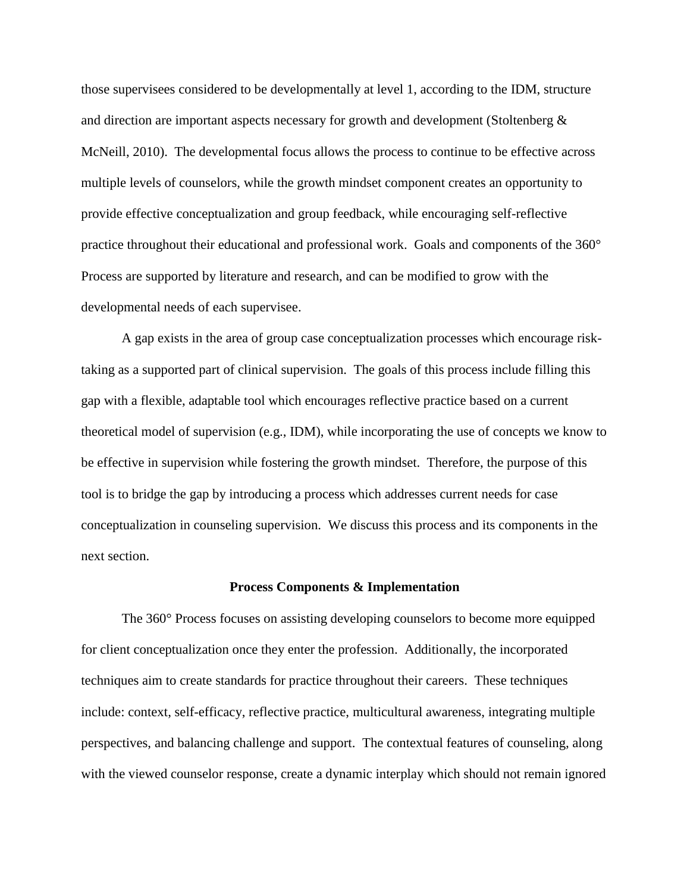those supervisees considered to be developmentally at level 1, according to the IDM, structure and direction are important aspects necessary for growth and development (Stoltenberg & McNeill, 2010). The developmental focus allows the process to continue to be effective across multiple levels of counselors, while the growth mindset component creates an opportunity to provide effective conceptualization and group feedback, while encouraging self-reflective practice throughout their educational and professional work. Goals and components of the 360° Process are supported by literature and research, and can be modified to grow with the developmental needs of each supervisee.

A gap exists in the area of group case conceptualization processes which encourage risk-taking as a supported part of clinical supervision. The goals of this process include filling this gap with a flexible, adaptable tool which encourages reflective practice based on a current theoretical model of supervision (e.g., IDM), while incorporating the use of concepts we know to be effective in supervision while fostering the growth mindset. Therefore, the purpose of this tool is to bridge the gap by introducing a process which addresses current needs for case conceptualization in counseling supervision. We discuss this process and its components in the next section.

## Process Components & Implementation

The 360° Process focuses on assisting developing counselors to become more equipped for client conceptualization once they enter the profession. Additionally, the incorporated techniques aim to create standards for practice throughout their careers. These techniques include: context, self-efficacy, reflective practice, multicultural awareness, integrating multiple perspectives, and balancing challenge and support. The contextual features of counseling, along with the viewed counselor response, create a dynamic interplay which should not remain ignored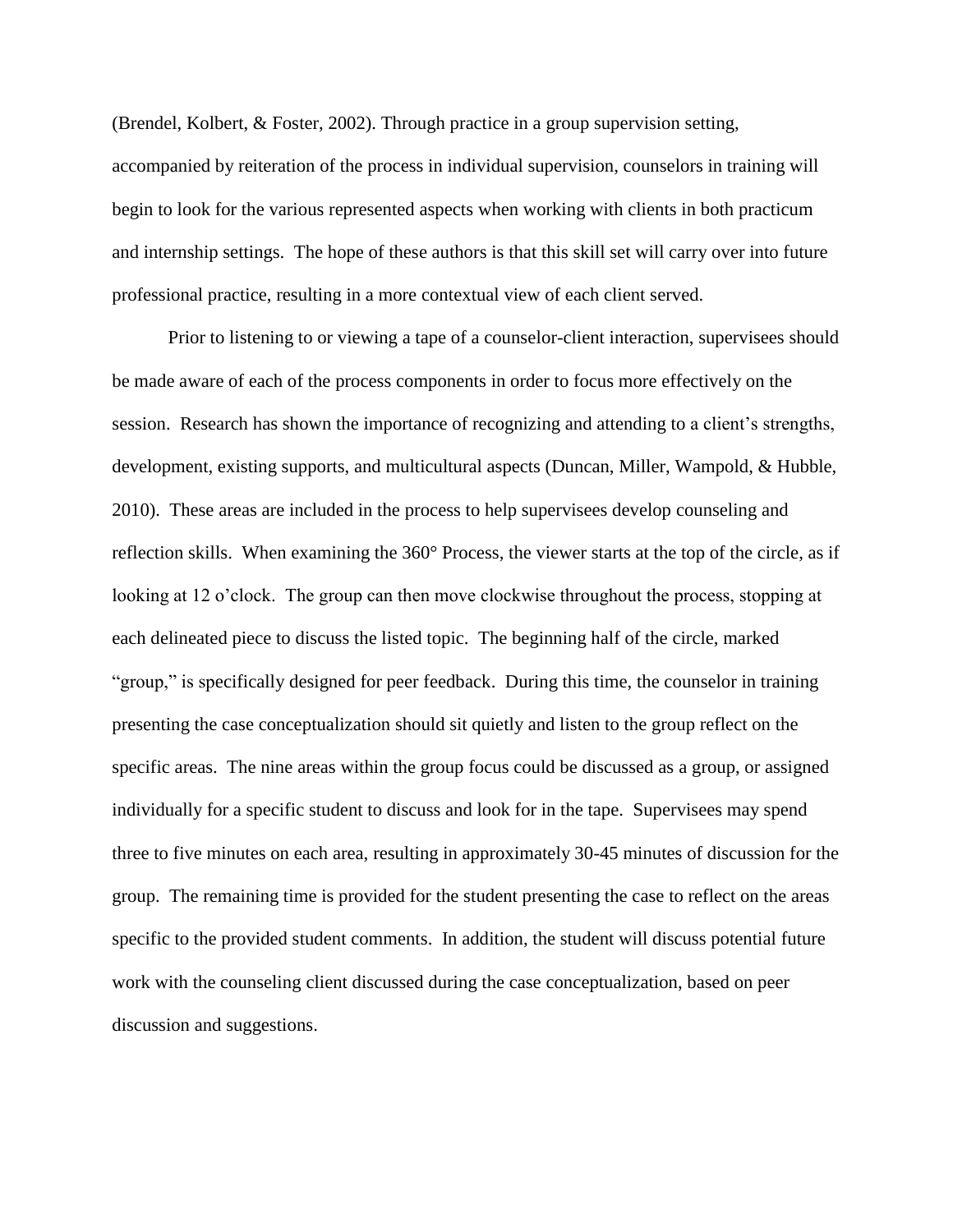(Brendel, Kolbert, & Foster, 2002). Through practice in a group supervision setting, accompanied by reiteration of the process in individual supervision, counselors in training will begin to look for the various represented aspects when working with clients in both practicum and internship settings. The hope of these authors is that this skill set will carry over into future professional practice, resulting in a more contextual view of each client served.

Prior to listening to or viewing a tape of a counselor-client interaction, supervisees should be made aware of each of the process components in order to focus more effectively on the session. Research has shown the importance of recognizing and attending to a client's strengths, development, existing supports, and multicultural aspects (Duncan, Miller, Wampold, & Hubble, 2010). These areas are included in the process to help supervisees develop counseling and reflection skills. When examining the 360° Process, the viewer starts at the top of the circle, as if looking at 12 o'clock. The group can then move clockwise throughout the process, stopping at each delineated piece to discuss the listed topic. The beginning half of the circle, marked "group," is specifically designed for peer feedback. During this time, the counselor in training presenting the case conceptualization should sit quietly and listen to the group reflect on the specific areas. The nine areas within the group focus could be discussed as a group, or assigned individually for a specific student to discuss and look for in the tape. Supervisees may spend three to five minutes on each area, resulting in approximately 30-45 minutes of discussion for the group. The remaining time is provided for the student presenting the case to reflect on the areas specific to the provided student comments. In addition, the student will discuss potential future work with the counseling client discussed during the case conceptualization, based on peer discussion and suggestions.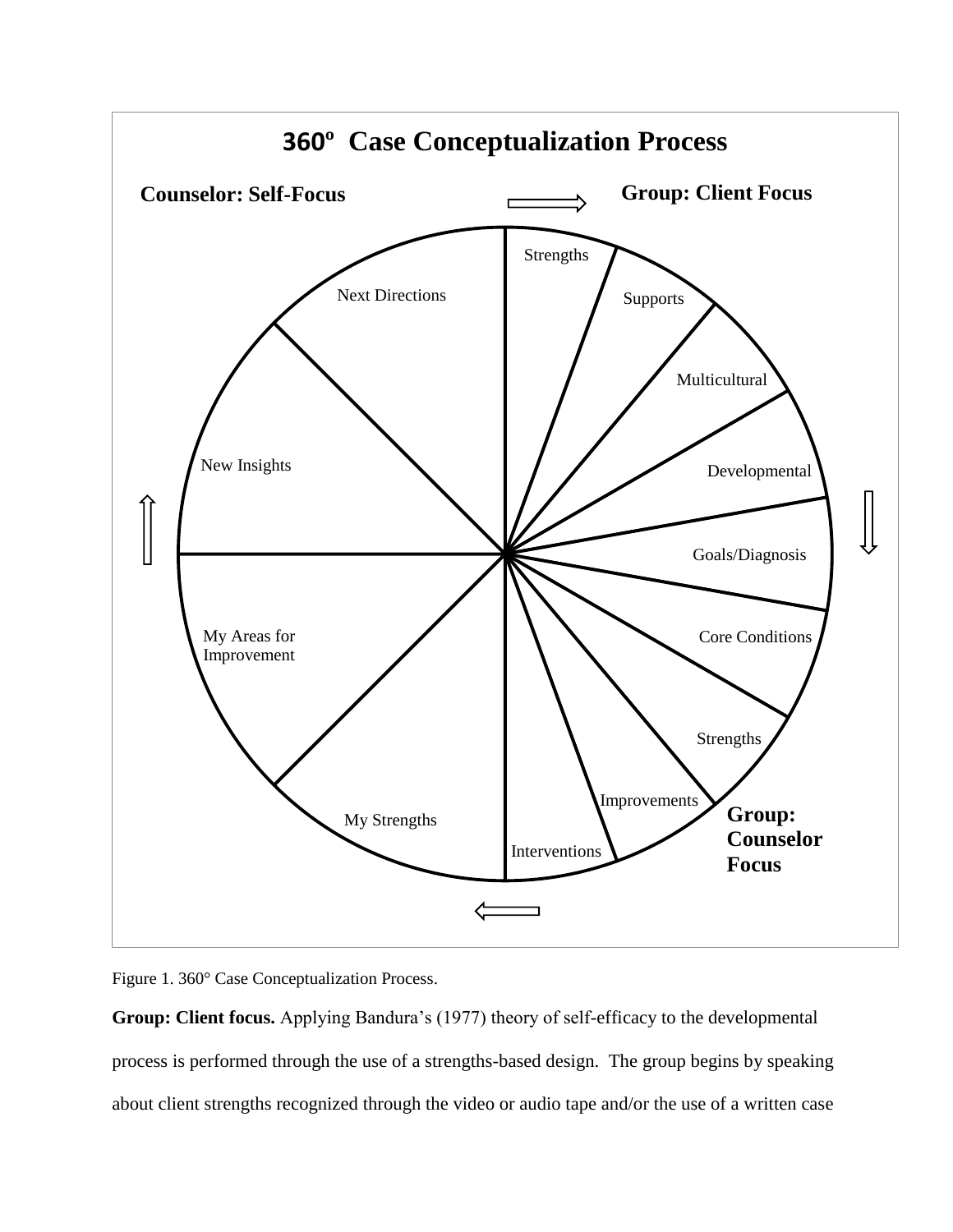**360º Case Conceptualization Process**

**Counselor: Self-Focus** ⟹ **Group: Client Focus**

- Strengths
- Supports
- Multicultural
- Developmental
- Goals/Diagnosis
- Core Conditions

**Group: Counselor Focus**

- Strengths
- Improvements
- Interventions

**Counselor: Self-Focus**

- My Strengths
- My Areas for Improvement
- New Insights
- Next Directions

Figure 1. 360° Case Conceptualization Process.

**Group: Client focus.** Applying Bandura's (1977) theory of self-efficacy to the developmental process is performed through the use of a strengths-based design. The group begins by speaking about client strengths recognized through the video or audio tape and/or the use of a written case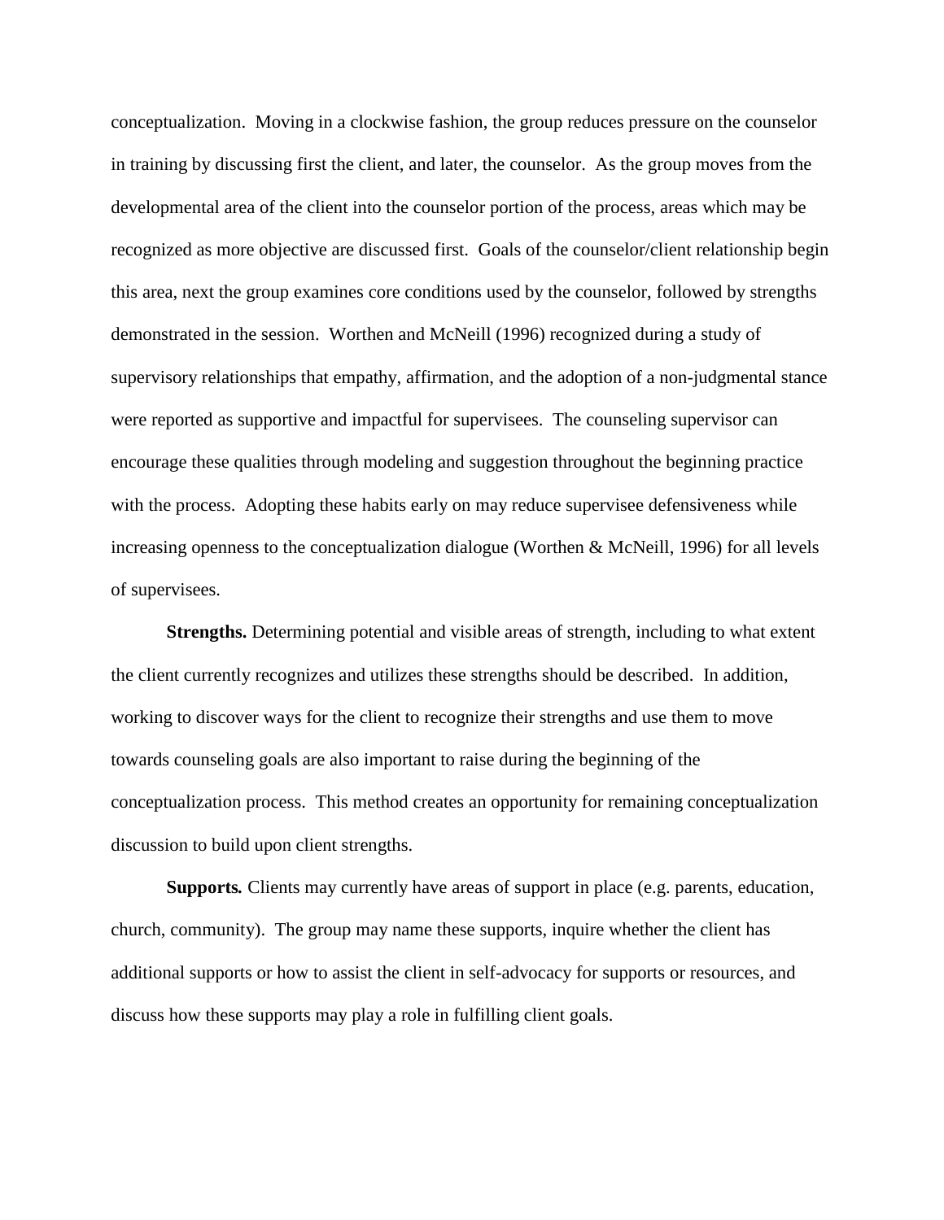conceptualization.  Moving in a clockwise fashion, the group reduces pressure on the counselor in training by discussing first the client, and later, the counselor.  As the group moves from the developmental area of the client into the counselor portion of the process, areas which may be recognized as more objective are discussed first.  Goals of the counselor/client relationship begin this area, next the group examines core conditions used by the counselor, followed by strengths demonstrated in the session.  Worthen and McNeill (1996) recognized during a study of supervisory relationships that empathy, affirmation, and the adoption of a non-judgmental stance were reported as supportive and impactful for supervisees.  The counseling supervisor can encourage these qualities through modeling and suggestion throughout the beginning practice with the process.  Adopting these habits early on may reduce supervisee defensiveness while increasing openness to the conceptualization dialogue (Worthen & McNeill, 1996) for all levels of supervisees.

**Strengths.** Determining potential and visible areas of strength, including to what extent the client currently recognizes and utilizes these strengths should be described.  In addition, working to discover ways for the client to recognize their strengths and use them to move towards counseling goals are also important to raise during the beginning of the conceptualization process.  This method creates an opportunity for remaining conceptualization discussion to build upon client strengths.

***Supports.*** Clients may currently have areas of support in place (e.g. parents, education, church, community).  The group may name these supports, inquire whether the client has additional supports or how to assist the client in self-advocacy for supports or resources, and discuss how these supports may play a role in fulfilling client goals.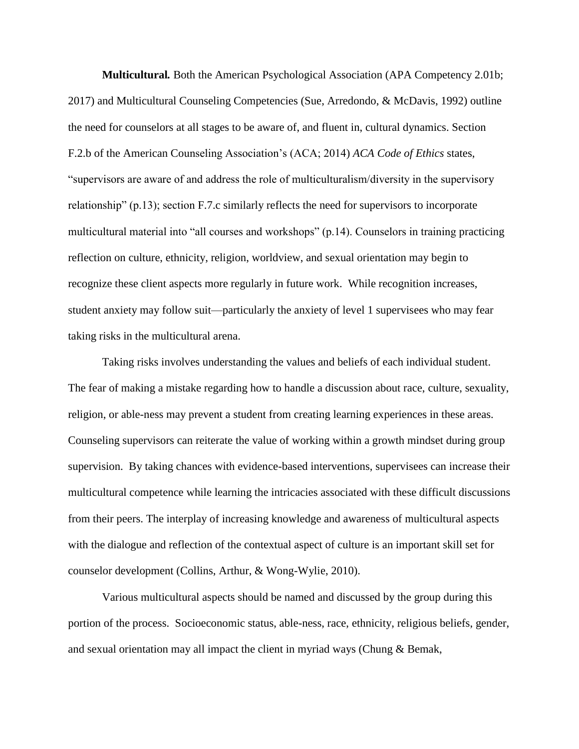**Multicultural.** Both the American Psychological Association (APA Competency 2.01b; 2017) and Multicultural Counseling Competencies (Sue, Arredondo, & McDavis, 1992) outline the need for counselors at all stages to be aware of, and fluent in, cultural dynamics. Section F.2.b of the American Counseling Association's (ACA; 2014) *ACA Code of Ethics* states, "supervisors are aware of and address the role of multiculturalism/diversity in the supervisory relationship" (p.13); section F.7.c similarly reflects the need for supervisors to incorporate multicultural material into "all courses and workshops" (p.14). Counselors in training practicing reflection on culture, ethnicity, religion, worldview, and sexual orientation may begin to recognize these client aspects more regularly in future work. While recognition increases, student anxiety may follow suit—particularly the anxiety of level 1 supervisees who may fear taking risks in the multicultural arena.

Taking risks involves understanding the values and beliefs of each individual student. The fear of making a mistake regarding how to handle a discussion about race, culture, sexuality, religion, or able-ness may prevent a student from creating learning experiences in these areas. Counseling supervisors can reiterate the value of working within a growth mindset during group supervision. By taking chances with evidence-based interventions, supervisees can increase their multicultural competence while learning the intricacies associated with these difficult discussions from their peers. The interplay of increasing knowledge and awareness of multicultural aspects with the dialogue and reflection of the contextual aspect of culture is an important skill set for counselor development (Collins, Arthur, & Wong-Wylie, 2010).

Various multicultural aspects should be named and discussed by the group during this portion of the process. Socioeconomic status, able-ness, race, ethnicity, religious beliefs, gender, and sexual orientation may all impact the client in myriad ways (Chung & Bemak,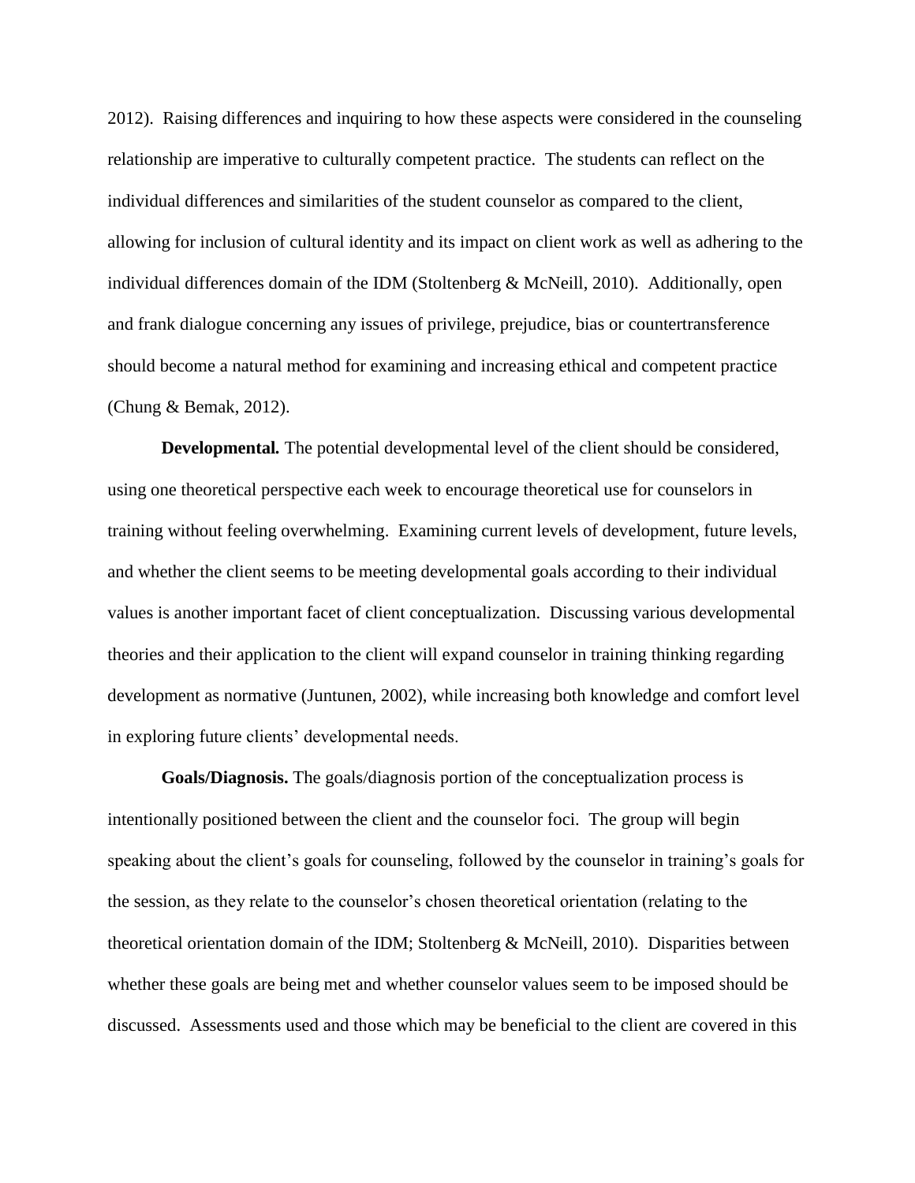2012). Raising differences and inquiring to how these aspects were considered in the counseling relationship are imperative to culturally competent practice. The students can reflect on the individual differences and similarities of the student counselor as compared to the client, allowing for inclusion of cultural identity and its impact on client work as well as adhering to the individual differences domain of the IDM (Stoltenberg & McNeill, 2010). Additionally, open and frank dialogue concerning any issues of privilege, prejudice, bias or countertransference should become a natural method for examining and increasing ethical and competent practice (Chung & Bemak, 2012).

**Developmental.** The potential developmental level of the client should be considered, using one theoretical perspective each week to encourage theoretical use for counselors in training without feeling overwhelming. Examining current levels of development, future levels, and whether the client seems to be meeting developmental goals according to their individual values is another important facet of client conceptualization. Discussing various developmental theories and their application to the client will expand counselor in training thinking regarding development as normative (Juntunen, 2002), while increasing both knowledge and comfort level in exploring future clients' developmental needs.

**Goals/Diagnosis.** The goals/diagnosis portion of the conceptualization process is intentionally positioned between the client and the counselor foci. The group will begin speaking about the client's goals for counseling, followed by the counselor in training's goals for the session, as they relate to the counselor's chosen theoretical orientation (relating to the theoretical orientation domain of the IDM; Stoltenberg & McNeill, 2010). Disparities between whether these goals are being met and whether counselor values seem to be imposed should be discussed. Assessments used and those which may be beneficial to the client are covered in this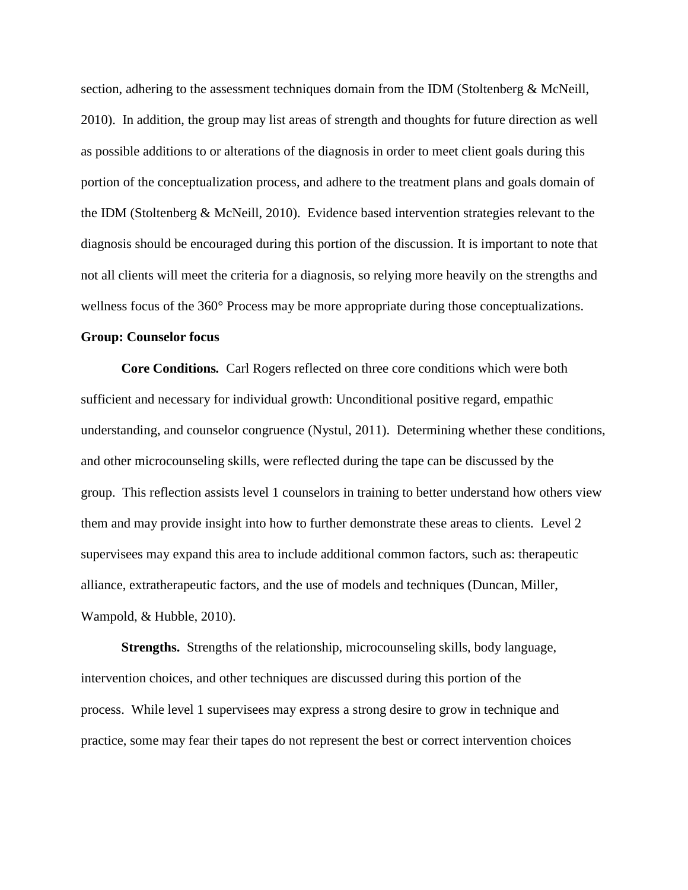section, adhering to the assessment techniques domain from the IDM (Stoltenberg & McNeill, 2010). In addition, the group may list areas of strength and thoughts for future direction as well as possible additions to or alterations of the diagnosis in order to meet client goals during this portion of the conceptualization process, and adhere to the treatment plans and goals domain of the IDM (Stoltenberg & McNeill, 2010). Evidence based intervention strategies relevant to the diagnosis should be encouraged during this portion of the discussion. It is important to note that not all clients will meet the criteria for a diagnosis, so relying more heavily on the strengths and wellness focus of the 360° Process may be more appropriate during those conceptualizations.

**Group: Counselor focus**

**Core Conditions.** Carl Rogers reflected on three core conditions which were both sufficient and necessary for individual growth: Unconditional positive regard, empathic understanding, and counselor congruence (Nystul, 2011). Determining whether these conditions, and other microcounseling skills, were reflected during the tape can be discussed by the group. This reflection assists level 1 counselors in training to better understand how others view them and may provide insight into how to further demonstrate these areas to clients. Level 2 supervisees may expand this area to include additional common factors, such as: therapeutic alliance, extratherapeutic factors, and the use of models and techniques (Duncan, Miller, Wampold, & Hubble, 2010).

**Strengths.** Strengths of the relationship, microcounseling skills, body language, intervention choices, and other techniques are discussed during this portion of the process. While level 1 supervisees may express a strong desire to grow in technique and practice, some may fear their tapes do not represent the best or correct intervention choices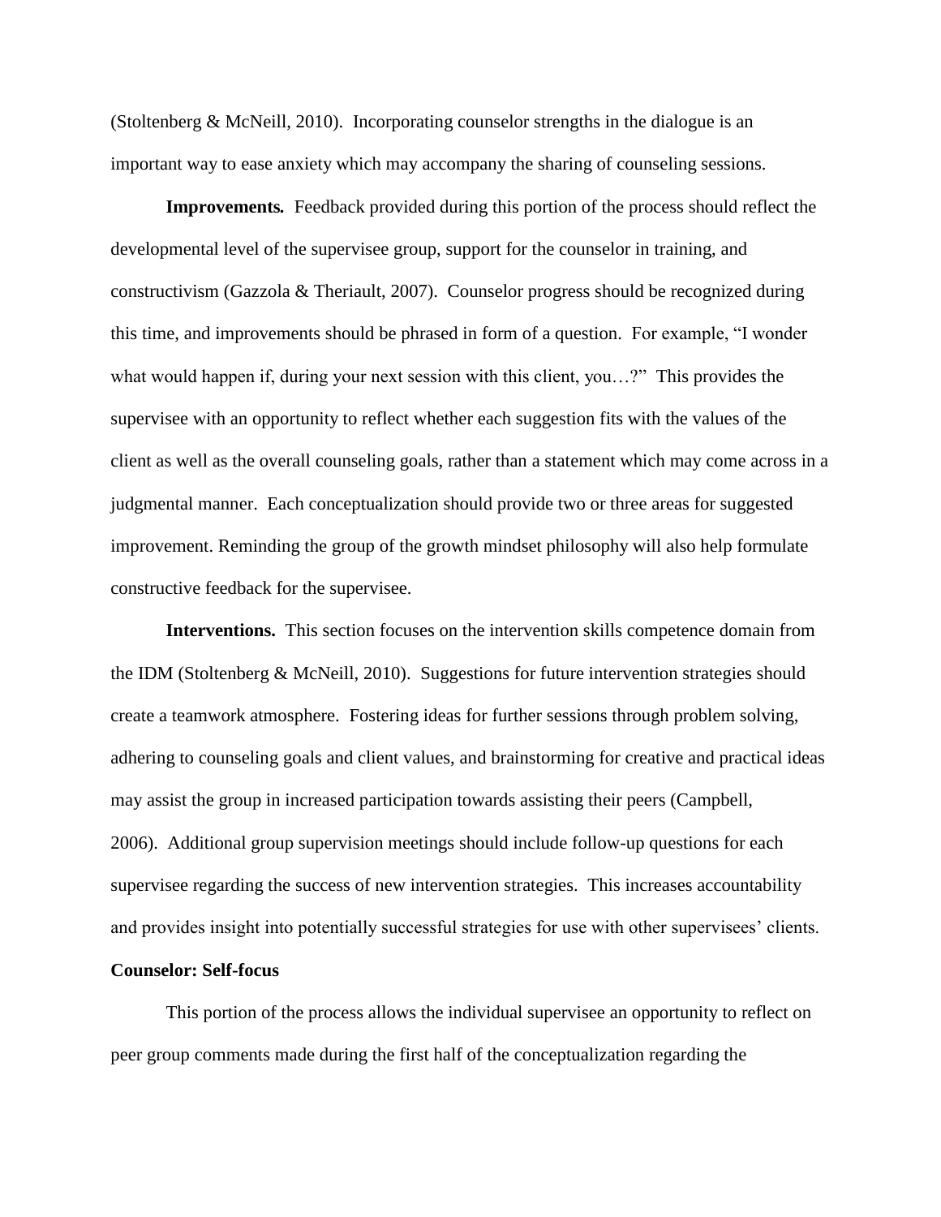(Stoltenberg & McNeill, 2010). Incorporating counselor strengths in the dialogue is an important way to ease anxiety which may accompany the sharing of counseling sessions.

**Improvements.** Feedback provided during this portion of the process should reflect the developmental level of the supervisee group, support for the counselor in training, and constructivism (Gazzola & Theriault, 2007). Counselor progress should be recognized during this time, and improvements should be phrased in form of a question. For example, "I wonder what would happen if, during your next session with this client, you…?" This provides the supervisee with an opportunity to reflect whether each suggestion fits with the values of the client as well as the overall counseling goals, rather than a statement which may come across in a judgmental manner. Each conceptualization should provide two or three areas for suggested improvement. Reminding the group of the growth mindset philosophy will also help formulate constructive feedback for the supervisee.

**Interventions.** This section focuses on the intervention skills competence domain from the IDM (Stoltenberg & McNeill, 2010). Suggestions for future intervention strategies should create a teamwork atmosphere. Fostering ideas for further sessions through problem solving, adhering to counseling goals and client values, and brainstorming for creative and practical ideas may assist the group in increased participation towards assisting their peers (Campbell, 2006). Additional group supervision meetings should include follow-up questions for each supervisee regarding the success of new intervention strategies. This increases accountability and provides insight into potentially successful strategies for use with other supervisees' clients.

**Counselor: Self-focus**

This portion of the process allows the individual supervisee an opportunity to reflect on peer group comments made during the first half of the conceptualization regarding the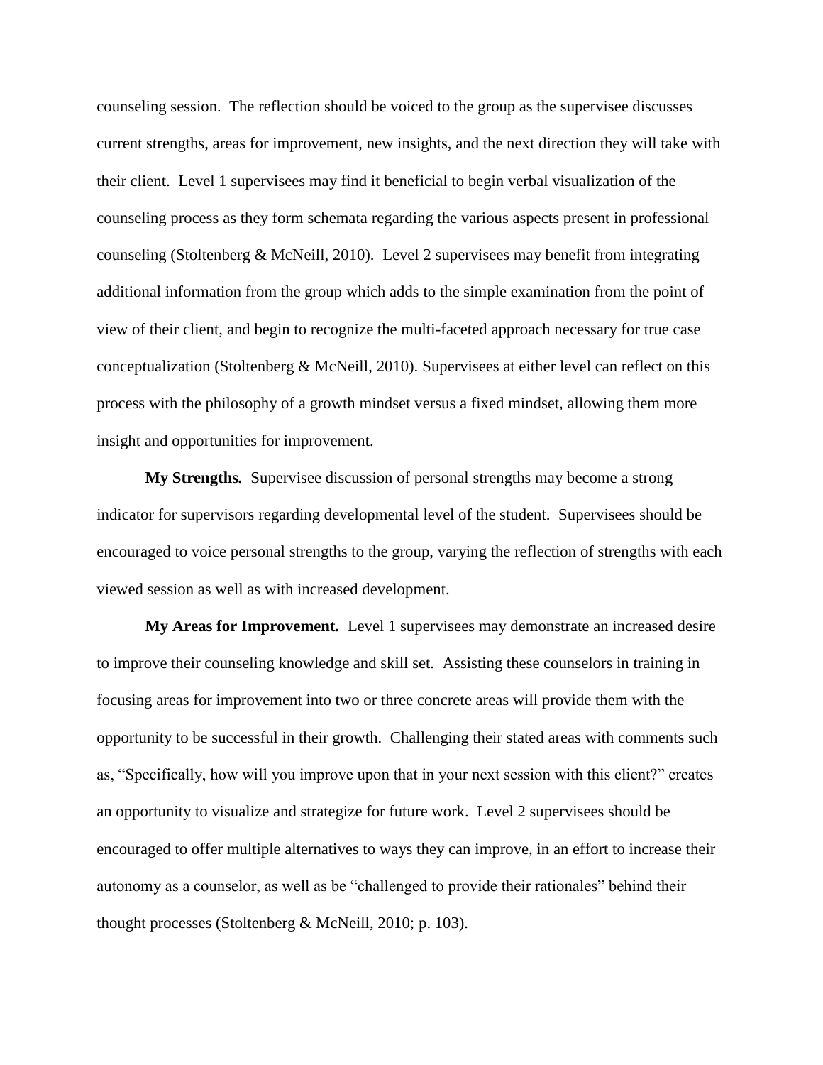counseling session. The reflection should be voiced to the group as the supervisee discusses current strengths, areas for improvement, new insights, and the next direction they will take with their client. Level 1 supervisees may find it beneficial to begin verbal visualization of the counseling process as they form schemata regarding the various aspects present in professional counseling (Stoltenberg & McNeill, 2010). Level 2 supervisees may benefit from integrating additional information from the group which adds to the simple examination from the point of view of their client, and begin to recognize the multi-faceted approach necessary for true case conceptualization (Stoltenberg & McNeill, 2010). Supervisees at either level can reflect on this process with the philosophy of a growth mindset versus a fixed mindset, allowing them more insight and opportunities for improvement.

**My Strengths.** Supervisee discussion of personal strengths may become a strong indicator for supervisors regarding developmental level of the student. Supervisees should be encouraged to voice personal strengths to the group, varying the reflection of strengths with each viewed session as well as with increased development.

**My Areas for Improvement.** Level 1 supervisees may demonstrate an increased desire to improve their counseling knowledge and skill set. Assisting these counselors in training in focusing areas for improvement into two or three concrete areas will provide them with the opportunity to be successful in their growth. Challenging their stated areas with comments such as, "Specifically, how will you improve upon that in your next session with this client?" creates an opportunity to visualize and strategize for future work. Level 2 supervisees should be encouraged to offer multiple alternatives to ways they can improve, in an effort to increase their autonomy as a counselor, as well as be "challenged to provide their rationales" behind their thought processes (Stoltenberg & McNeill, 2010; p. 103).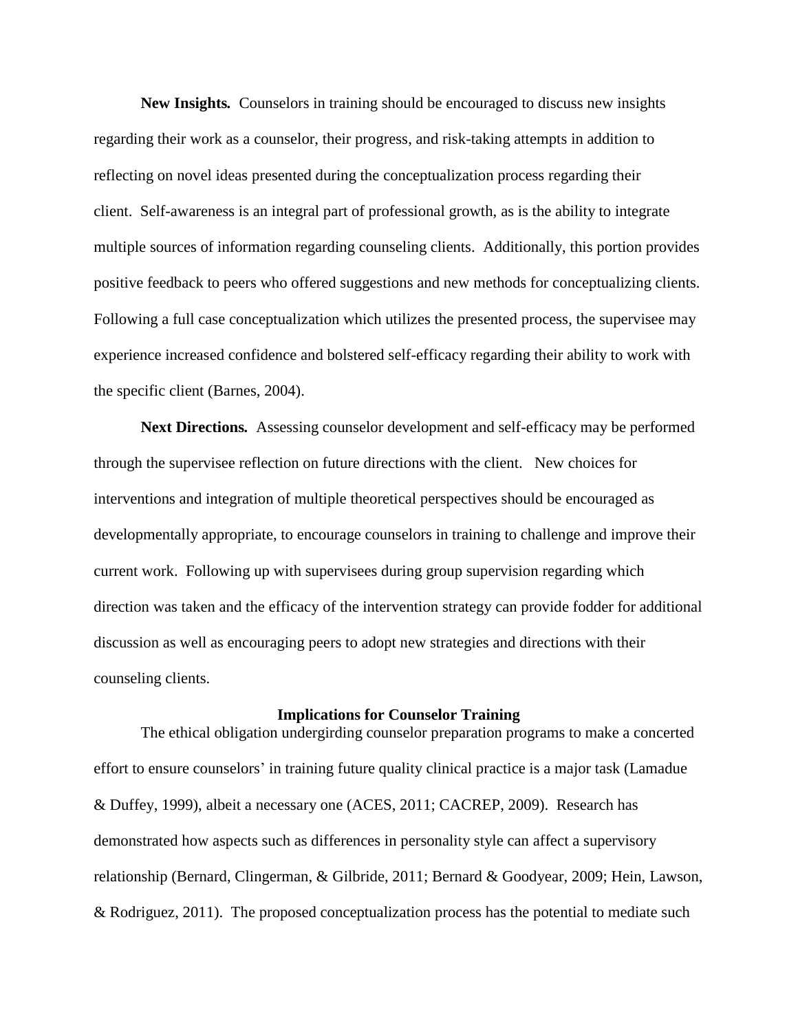**New Insights.** Counselors in training should be encouraged to discuss new insights regarding their work as a counselor, their progress, and risk-taking attempts in addition to reflecting on novel ideas presented during the conceptualization process regarding their client. Self-awareness is an integral part of professional growth, as is the ability to integrate multiple sources of information regarding counseling clients. Additionally, this portion provides positive feedback to peers who offered suggestions and new methods for conceptualizing clients. Following a full case conceptualization which utilizes the presented process, the supervisee may experience increased confidence and bolstered self-efficacy regarding their ability to work with the specific client (Barnes, 2004).

**Next Directions.** Assessing counselor development and self-efficacy may be performed through the supervisee reflection on future directions with the client. New choices for interventions and integration of multiple theoretical perspectives should be encouraged as developmentally appropriate, to encourage counselors in training to challenge and improve their current work. Following up with supervisees during group supervision regarding which direction was taken and the efficacy of the intervention strategy can provide fodder for additional discussion as well as encouraging peers to adopt new strategies and directions with their counseling clients.

## Implications for Counselor Training

The ethical obligation undergirding counselor preparation programs to make a concerted effort to ensure counselors' in training future quality clinical practice is a major task (Lamadue & Duffey, 1999), albeit a necessary one (ACES, 2011; CACREP, 2009). Research has demonstrated how aspects such as differences in personality style can affect a supervisory relationship (Bernard, Clingerman, & Gilbride, 2011; Bernard & Goodyear, 2009; Hein, Lawson, & Rodriguez, 2011). The proposed conceptualization process has the potential to mediate such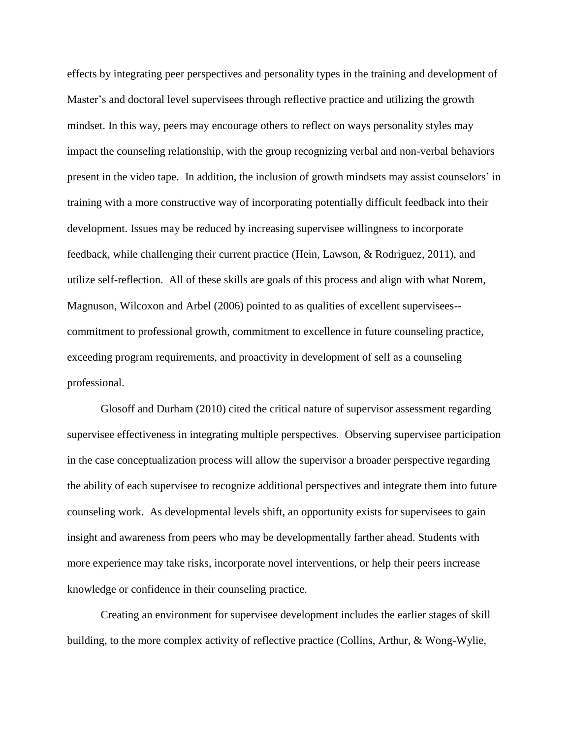effects by integrating peer perspectives and personality types in the training and development of Master's and doctoral level supervisees through reflective practice and utilizing the growth mindset. In this way, peers may encourage others to reflect on ways personality styles may impact the counseling relationship, with the group recognizing verbal and non-verbal behaviors present in the video tape. In addition, the inclusion of growth mindsets may assist counselors' in training with a more constructive way of incorporating potentially difficult feedback into their development. Issues may be reduced by increasing supervisee willingness to incorporate feedback, while challenging their current practice (Hein, Lawson, & Rodriguez, 2011), and utilize self-reflection. All of these skills are goals of this process and align with what Norem, Magnuson, Wilcoxon and Arbel (2006) pointed to as qualities of excellent supervisees--commitment to professional growth, commitment to excellence in future counseling practice, exceeding program requirements, and proactivity in development of self as a counseling professional.

Glosoff and Durham (2010) cited the critical nature of supervisor assessment regarding supervisee effectiveness in integrating multiple perspectives. Observing supervisee participation in the case conceptualization process will allow the supervisor a broader perspective regarding the ability of each supervisee to recognize additional perspectives and integrate them into future counseling work. As developmental levels shift, an opportunity exists for supervisees to gain insight and awareness from peers who may be developmentally farther ahead. Students with more experience may take risks, incorporate novel interventions, or help their peers increase knowledge or confidence in their counseling practice.

Creating an environment for supervisee development includes the earlier stages of skill building, to the more complex activity of reflective practice (Collins, Arthur, & Wong-Wylie,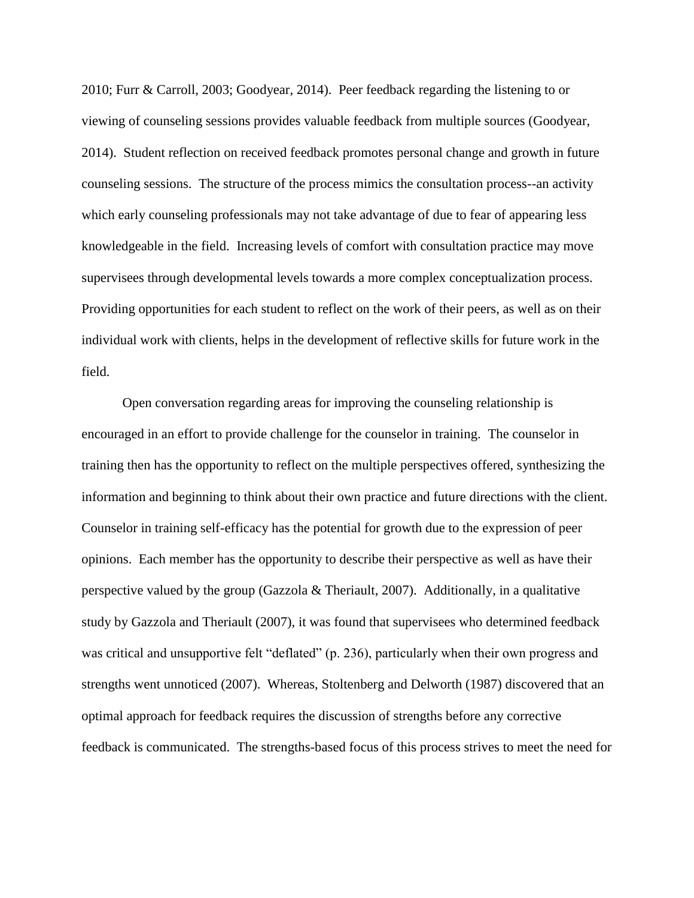2010; Furr & Carroll, 2003; Goodyear, 2014). Peer feedback regarding the listening to or viewing of counseling sessions provides valuable feedback from multiple sources (Goodyear, 2014). Student reflection on received feedback promotes personal change and growth in future counseling sessions. The structure of the process mimics the consultation process--an activity which early counseling professionals may not take advantage of due to fear of appearing less knowledgeable in the field. Increasing levels of comfort with consultation practice may move supervisees through developmental levels towards a more complex conceptualization process. Providing opportunities for each student to reflect on the work of their peers, as well as on their individual work with clients, helps in the development of reflective skills for future work in the field.

Open conversation regarding areas for improving the counseling relationship is encouraged in an effort to provide challenge for the counselor in training. The counselor in training then has the opportunity to reflect on the multiple perspectives offered, synthesizing the information and beginning to think about their own practice and future directions with the client. Counselor in training self-efficacy has the potential for growth due to the expression of peer opinions. Each member has the opportunity to describe their perspective as well as have their perspective valued by the group (Gazzola & Theriault, 2007). Additionally, in a qualitative study by Gazzola and Theriault (2007), it was found that supervisees who determined feedback was critical and unsupportive felt "deflated" (p. 236), particularly when their own progress and strengths went unnoticed (2007). Whereas, Stoltenberg and Delworth (1987) discovered that an optimal approach for feedback requires the discussion of strengths before any corrective feedback is communicated. The strengths-based focus of this process strives to meet the need for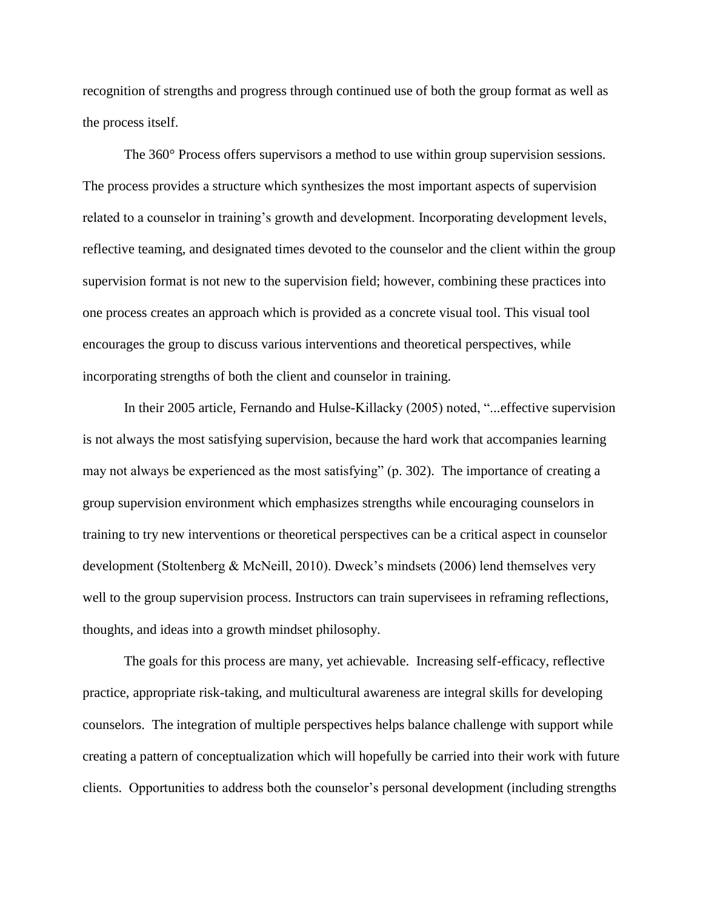recognition of strengths and progress through continued use of both the group format as well as the process itself.

The 360° Process offers supervisors a method to use within group supervision sessions. The process provides a structure which synthesizes the most important aspects of supervision related to a counselor in training's growth and development. Incorporating development levels, reflective teaming, and designated times devoted to the counselor and the client within the group supervision format is not new to the supervision field; however, combining these practices into one process creates an approach which is provided as a concrete visual tool. This visual tool encourages the group to discuss various interventions and theoretical perspectives, while incorporating strengths of both the client and counselor in training.

In their 2005 article, Fernando and Hulse-Killacky (2005) noted, "...effective supervision is not always the most satisfying supervision, because the hard work that accompanies learning may not always be experienced as the most satisfying" (p. 302). The importance of creating a group supervision environment which emphasizes strengths while encouraging counselors in training to try new interventions or theoretical perspectives can be a critical aspect in counselor development (Stoltenberg & McNeill, 2010). Dweck's mindsets (2006) lend themselves very well to the group supervision process. Instructors can train supervisees in reframing reflections, thoughts, and ideas into a growth mindset philosophy.

The goals for this process are many, yet achievable. Increasing self-efficacy, reflective practice, appropriate risk-taking, and multicultural awareness are integral skills for developing counselors. The integration of multiple perspectives helps balance challenge with support while creating a pattern of conceptualization which will hopefully be carried into their work with future clients. Opportunities to address both the counselor's personal development (including strengths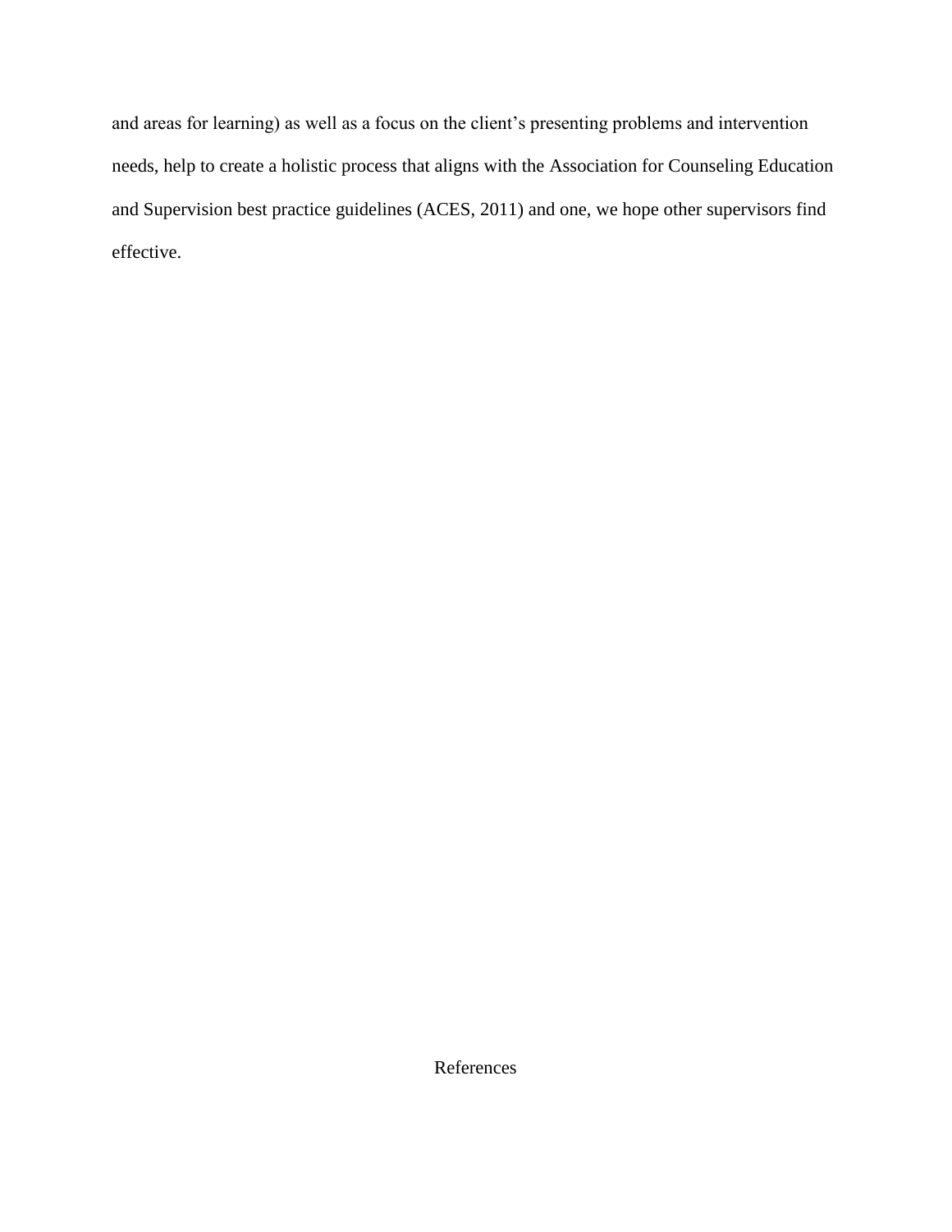and areas for learning) as well as a focus on the client's presenting problems and intervention needs, help to create a holistic process that aligns with the Association for Counseling Education and Supervision best practice guidelines (ACES, 2011) and one, we hope other supervisors find effective.

# References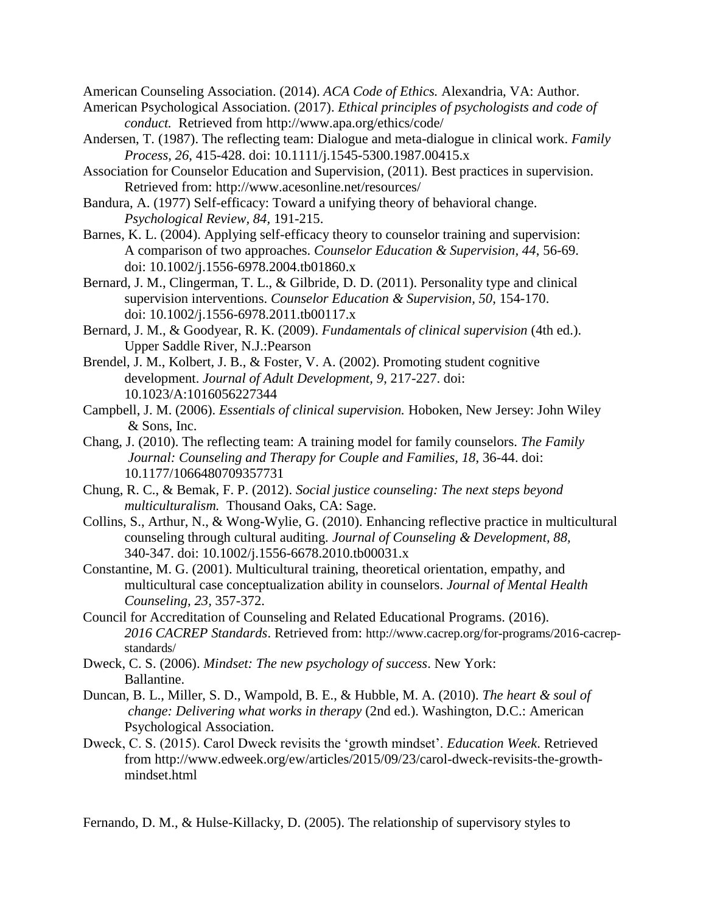American Counseling Association. (2014). *ACA Code of Ethics.* Alexandria, VA: Author.

American Psychological Association. (2017). *Ethical principles of psychologists and code of conduct.* Retrieved from http://www.apa.org/ethics/code/

Andersen, T. (1987). The reflecting team: Dialogue and meta-dialogue in clinical work. *Family Process, 26*, 415-428. doi: 10.1111/j.1545-5300.1987.00415.x

Association for Counselor Education and Supervision, (2011). Best practices in supervision. Retrieved from: http://www.acesonline.net/resources/

Bandura, A. (1977) Self-efficacy: Toward a unifying theory of behavioral change. *Psychological Review, 84*, 191-215.

Barnes, K. L. (2004). Applying self-efficacy theory to counselor training and supervision: A comparison of two approaches. *Counselor Education & Supervision, 44*, 56-69. doi: 10.1002/j.1556-6978.2004.tb01860.x

Bernard, J. M., Clingerman, T. L., & Gilbride, D. D. (2011). Personality type and clinical supervision interventions. *Counselor Education & Supervision, 50*, 154-170. doi: 10.1002/j.1556-6978.2011.tb00117.x

Bernard, J. M., & Goodyear, R. K. (2009). *Fundamentals of clinical supervision* (4th ed.). Upper Saddle River, N.J.:Pearson

Brendel, J. M., Kolbert, J. B., & Foster, V. A. (2002). Promoting student cognitive development. *Journal of Adult Development, 9*, 217-227. doi: 10.1023/A:1016056227344

Campbell, J. M. (2006). *Essentials of clinical supervision.* Hoboken, New Jersey: John Wiley & Sons, Inc.

Chang, J. (2010). The reflecting team: A training model for family counselors. *The Family Journal: Counseling and Therapy for Couple and Families, 18*, 36-44. doi: 10.1177/1066480709357731

Chung, R. C., & Bemak, F. P. (2012). *Social justice counseling: The next steps beyond multiculturalism.* Thousand Oaks, CA: Sage.

Collins, S., Arthur, N., & Wong-Wylie, G. (2010). Enhancing reflective practice in multicultural counseling through cultural auditing. *Journal of Counseling & Development, 88*, 340-347. doi: 10.1002/j.1556-6678.2010.tb00031.x

Constantine, M. G. (2001). Multicultural training, theoretical orientation, empathy, and multicultural case conceptualization ability in counselors. *Journal of Mental Health Counseling, 23*, 357-372.

Council for Accreditation of Counseling and Related Educational Programs. (2016). *2016 CACREP Standards*. Retrieved from: http://www.cacrep.org/for-programs/2016-cacrep-standards/

Dweck, C. S. (2006). *Mindset: The new psychology of success*. New York: Ballantine.

Duncan, B. L., Miller, S. D., Wampold, B. E., & Hubble, M. A. (2010). *The heart & soul of change: Delivering what works in therapy* (2nd ed.). Washington, D.C.: American Psychological Association.

Dweck, C. S. (2015). Carol Dweck revisits the 'growth mindset'. *Education Week.* Retrieved from http://www.edweek.org/ew/articles/2015/09/23/carol-dweck-revisits-the-growth-mindset.html

Fernando, D. M., & Hulse-Killacky, D. (2005). The relationship of supervisory styles to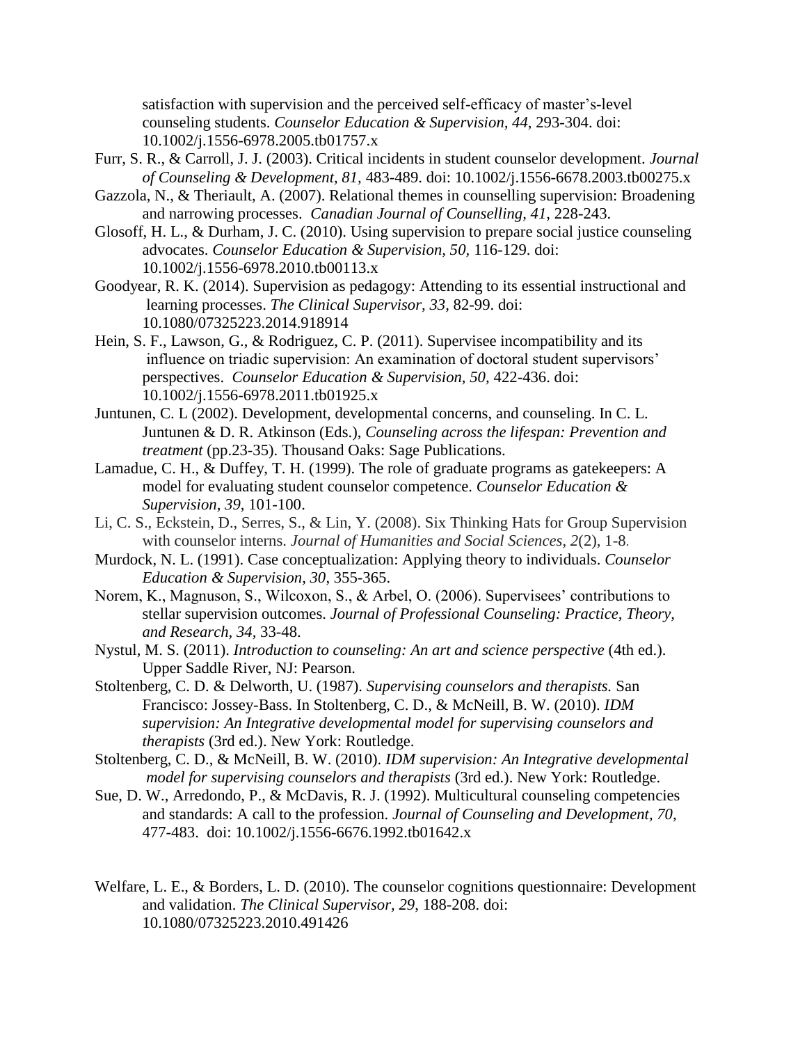satisfaction with supervision and the perceived self-efficacy of master's-level counseling students. *Counselor Education & Supervision, 44*, 293-304. doi: 10.1002/j.1556-6978.2005.tb01757.x

Furr, S. R., & Carroll, J. J. (2003). Critical incidents in student counselor development. *Journal of Counseling & Development, 81*, 483-489. doi: 10.1002/j.1556-6678.2003.tb00275.x

Gazzola, N., & Theriault, A. (2007). Relational themes in counselling supervision: Broadening and narrowing processes. *Canadian Journal of Counselling, 41,* 228-243.

Glosoff, H. L., & Durham, J. C. (2010). Using supervision to prepare social justice counseling advocates. *Counselor Education & Supervision, 50,* 116-129. doi: 10.1002/j.1556-6978.2010.tb00113.x

Goodyear, R. K. (2014). Supervision as pedagogy: Attending to its essential instructional and learning processes. *The Clinical Supervisor, 33,* 82-99. doi: 10.1080/07325223.2014.918914

Hein, S. F., Lawson, G., & Rodriguez, C. P. (2011). Supervisee incompatibility and its influence on triadic supervision: An examination of doctoral student supervisors' perspectives. *Counselor Education & Supervision, 50,* 422-436. doi: 10.1002/j.1556-6978.2011.tb01925.x

Juntunen, C. L (2002). Development, developmental concerns, and counseling. In C. L. Juntunen & D. R. Atkinson (Eds.), *Counseling across the lifespan: Prevention and treatment* (pp.23-35). Thousand Oaks: Sage Publications.

Lamadue, C. H., & Duffey, T. H. (1999). The role of graduate programs as gatekeepers: A model for evaluating student counselor competence. *Counselor Education & Supervision, 39,* 101-100.

Li, C. S., Eckstein, D., Serres, S., & Lin, Y. (2008). Six Thinking Hats for Group Supervision with counselor interns. *Journal of Humanities and Social Sciences, 2*(2), 1-8.

Murdock, N. L. (1991). Case conceptualization: Applying theory to individuals. *Counselor Education & Supervision, 30*, 355-365.

Norem, K., Magnuson, S., Wilcoxon, S., & Arbel, O. (2006). Supervisees' contributions to stellar supervision outcomes. *Journal of Professional Counseling: Practice, Theory, and Research, 34,* 33-48.

Nystul, M. S. (2011). *Introduction to counseling: An art and science perspective* (4th ed.). Upper Saddle River, NJ: Pearson.

Stoltenberg, C. D. & Delworth, U. (1987). *Supervising counselors and therapists.* San Francisco: Jossey-Bass. In Stoltenberg, C. D., & McNeill, B. W. (2010). *IDM supervision: An Integrative developmental model for supervising counselors and therapists* (3rd ed.). New York: Routledge.

Stoltenberg, C. D., & McNeill, B. W. (2010). *IDM supervision: An Integrative developmental model for supervising counselors and therapists* (3rd ed.). New York: Routledge.

Sue, D. W., Arredondo, P., & McDavis, R. J. (1992). Multicultural counseling competencies and standards: A call to the profession. *Journal of Counseling and Development, 70,* 477-483. doi: 10.1002/j.1556-6676.1992.tb01642.x

Welfare, L. E., & Borders, L. D. (2010). The counselor cognitions questionnaire: Development and validation. *The Clinical Supervisor, 29*, 188-208. doi: 10.1080/07325223.2010.491426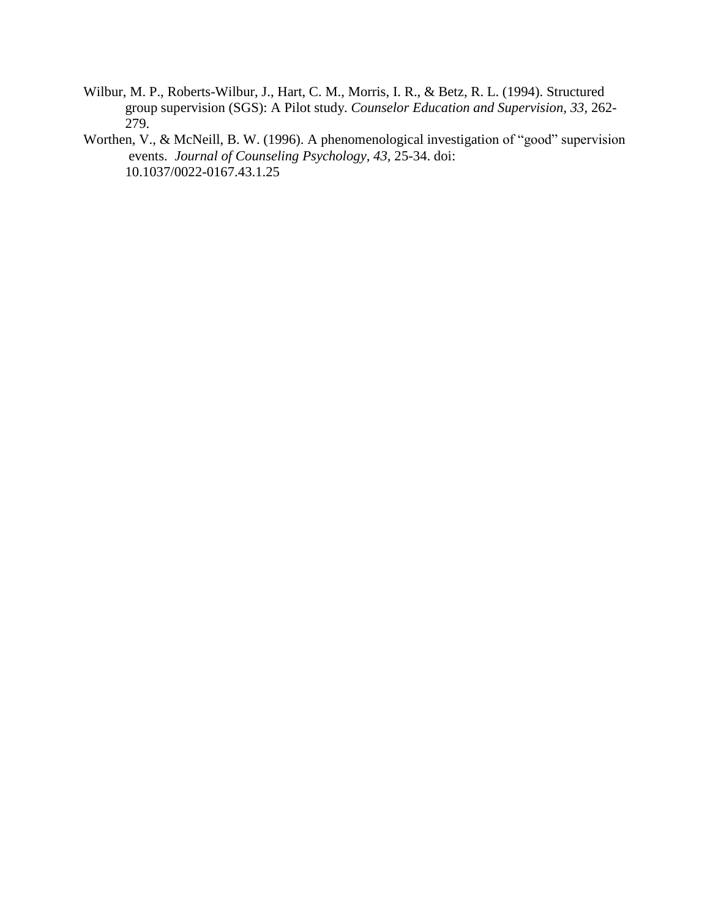Wilbur, M. P., Roberts-Wilbur, J., Hart, C. M., Morris, I. R., & Betz, R. L. (1994). Structured group supervision (SGS): A Pilot study. *Counselor Education and Supervision, 33*, 262-279.

Worthen, V., & McNeill, B. W. (1996). A phenomenological investigation of "good" supervision events. *Journal of Counseling Psychology, 43*, 25-34. doi: 10.1037/0022-0167.43.1.25